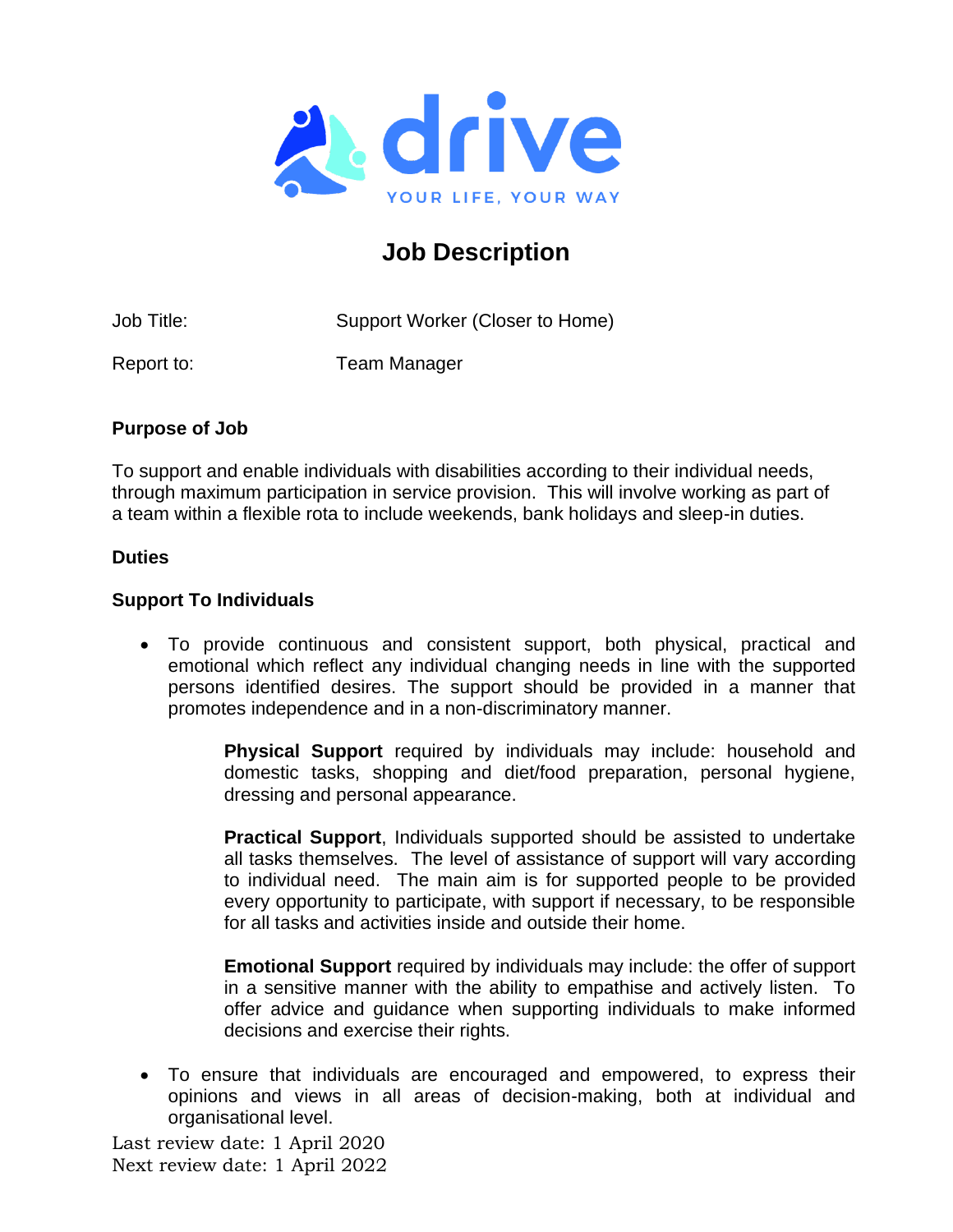drive

YOUR LIFE, YOUR WAY

# Job Description

Job Title: Support Worker (Closer to Home)

Report to: Team Manager

## Purpose of Job

To support and enable individuals with disabilities according to their individual needs, through maximum participation in service provision. This will involve working as part of a team within a flexible rota to include weekends, bank holidays and sleep-in duties.

## Duties

### Support To Individuals

- To provide continuous and consistent support, both physical, practical and emotional which reflect any individual changing needs in line with the supported persons identified desires. The support should be provided in a manner that promotes independence and in a non-discriminatory manner.

  **Physical Support** required by individuals may include: household and domestic tasks, shopping and diet/food preparation, personal hygiene, dressing and personal appearance.

  **Practical Support**, Individuals supported should be assisted to undertake all tasks themselves. The level of assistance of support will vary according to individual need. The main aim is for supported people to be provided every opportunity to participate, with support if necessary, to be responsible for all tasks and activities inside and outside their home.

  **Emotional Support** required by individuals may include: the offer of support in a sensitive manner with the ability to empathise and actively listen. To offer advice and guidance when supporting individuals to make informed decisions and exercise their rights.

- To ensure that individuals are encouraged and empowered, to express their opinions and views in all areas of decision-making, both at individual and organisational level.

Last review date: 1 April 2020
Next review date: 1 April 2022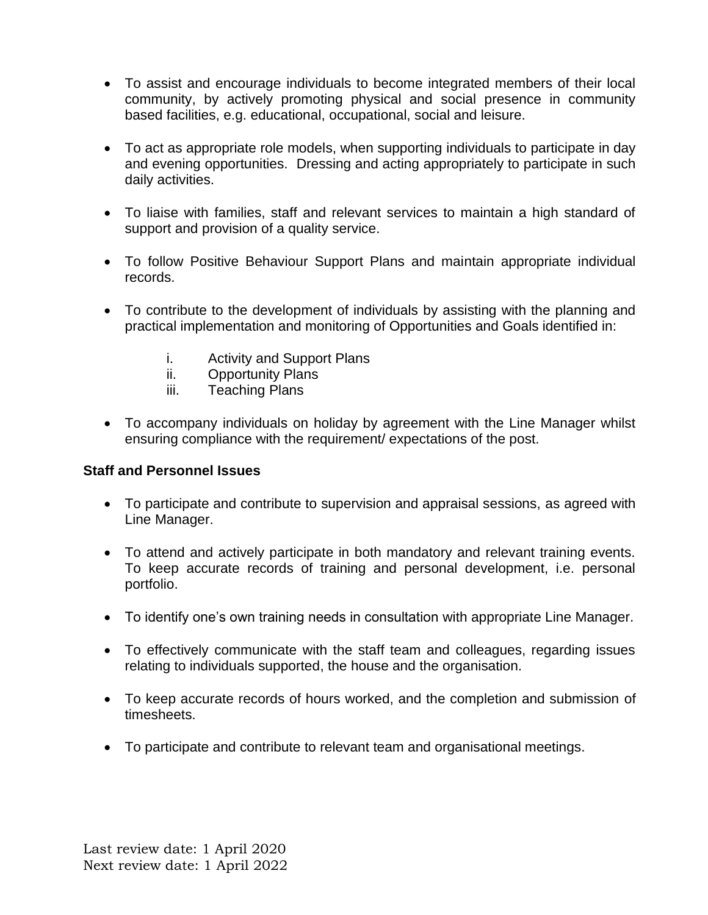- To assist and encourage individuals to become integrated members of their local community, by actively promoting physical and social presence in community based facilities, e.g. educational, occupational, social and leisure.

- To act as appropriate role models, when supporting individuals to participate in day and evening opportunities. Dressing and acting appropriately to participate in such daily activities.

- To liaise with families, staff and relevant services to maintain a high standard of support and provision of a quality service.

- To follow Positive Behaviour Support Plans and maintain appropriate individual records.

- To contribute to the development of individuals by assisting with the planning and practical implementation and monitoring of Opportunities and Goals identified in:

    i. Activity and Support Plans
    ii. Opportunity Plans
    iii. Teaching Plans

- To accompany individuals on holiday by agreement with the Line Manager whilst ensuring compliance with the requirement/ expectations of the post.

**Staff and Personnel Issues**

- To participate and contribute to supervision and appraisal sessions, as agreed with Line Manager.

- To attend and actively participate in both mandatory and relevant training events. To keep accurate records of training and personal development, i.e. personal portfolio.

- To identify one's own training needs in consultation with appropriate Line Manager.

- To effectively communicate with the staff team and colleagues, regarding issues relating to individuals supported, the house and the organisation.

- To keep accurate records of hours worked, and the completion and submission of timesheets.

- To participate and contribute to relevant team and organisational meetings.

Last review date: 1 April 2020
Next review date: 1 April 2022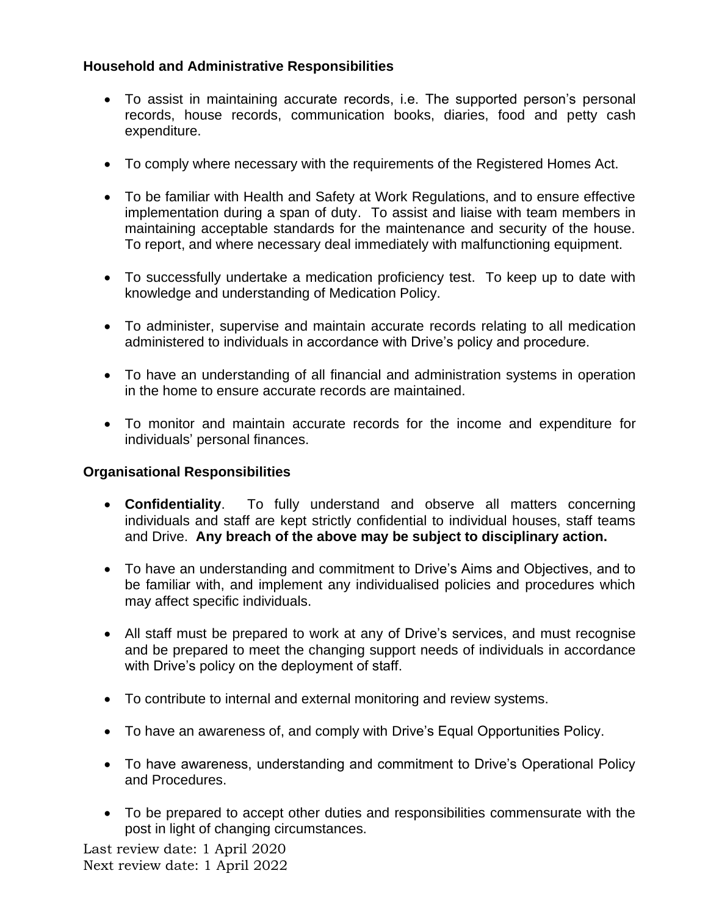**Household and Administrative Responsibilities**

- To assist in maintaining accurate records, i.e. The supported person's personal records, house records, communication books, diaries, food and petty cash expenditure.

- To comply where necessary with the requirements of the Registered Homes Act.

- To be familiar with Health and Safety at Work Regulations, and to ensure effective implementation during a span of duty. To assist and liaise with team members in maintaining acceptable standards for the maintenance and security of the house. To report, and where necessary deal immediately with malfunctioning equipment.

- To successfully undertake a medication proficiency test. To keep up to date with knowledge and understanding of Medication Policy.

- To administer, supervise and maintain accurate records relating to all medication administered to individuals in accordance with Drive's policy and procedure.

- To have an understanding of all financial and administration systems in operation in the home to ensure accurate records are maintained.

- To monitor and maintain accurate records for the income and expenditure for individuals' personal finances.

**Organisational Responsibilities**

- **Confidentiality**. To fully understand and observe all matters concerning individuals and staff are kept strictly confidential to individual houses, staff teams and Drive. **Any breach of the above may be subject to disciplinary action.**

- To have an understanding and commitment to Drive's Aims and Objectives, and to be familiar with, and implement any individualised policies and procedures which may affect specific individuals.

- All staff must be prepared to work at any of Drive's services, and must recognise and be prepared to meet the changing support needs of individuals in accordance with Drive's policy on the deployment of staff.

- To contribute to internal and external monitoring and review systems.

- To have an awareness of, and comply with Drive's Equal Opportunities Policy.

- To have awareness, understanding and commitment to Drive's Operational Policy and Procedures.

- To be prepared to accept other duties and responsibilities commensurate with the post in light of changing circumstances.

Last review date: 1 April 2020
Next review date: 1 April 2022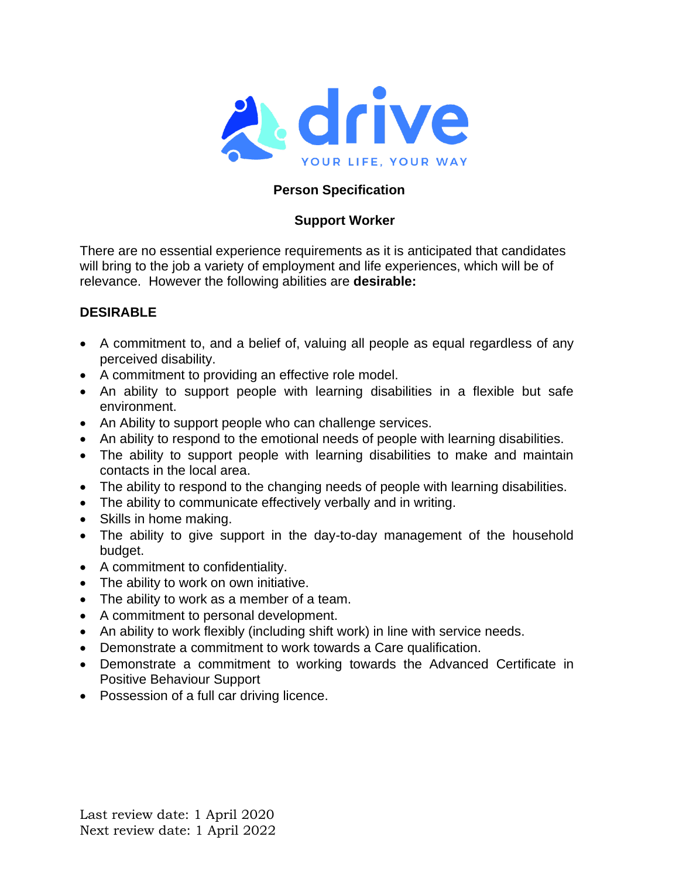drive

YOUR LIFE, YOUR WAY

**Person Specification**

**Support Worker**

There are no essential experience requirements as it is anticipated that candidates will bring to the job a variety of employment and life experiences, which will be of relevance. However the following abilities are **desirable:**

**DESIRABLE**

- A commitment to, and a belief of, valuing all people as equal regardless of any perceived disability.
- A commitment to providing an effective role model.
- An ability to support people with learning disabilities in a flexible but safe environment.
- An Ability to support people who can challenge services.
- An ability to respond to the emotional needs of people with learning disabilities.
- The ability to support people with learning disabilities to make and maintain contacts in the local area.
- The ability to respond to the changing needs of people with learning disabilities.
- The ability to communicate effectively verbally and in writing.
- Skills in home making.
- The ability to give support in the day-to-day management of the household budget.
- A commitment to confidentiality.
- The ability to work on own initiative.
- The ability to work as a member of a team.
- A commitment to personal development.
- An ability to work flexibly (including shift work) in line with service needs.
- Demonstrate a commitment to work towards a Care qualification.
- Demonstrate a commitment to working towards the Advanced Certificate in Positive Behaviour Support
- Possession of a full car driving licence.

Last review date: 1 April 2020
Next review date: 1 April 2022